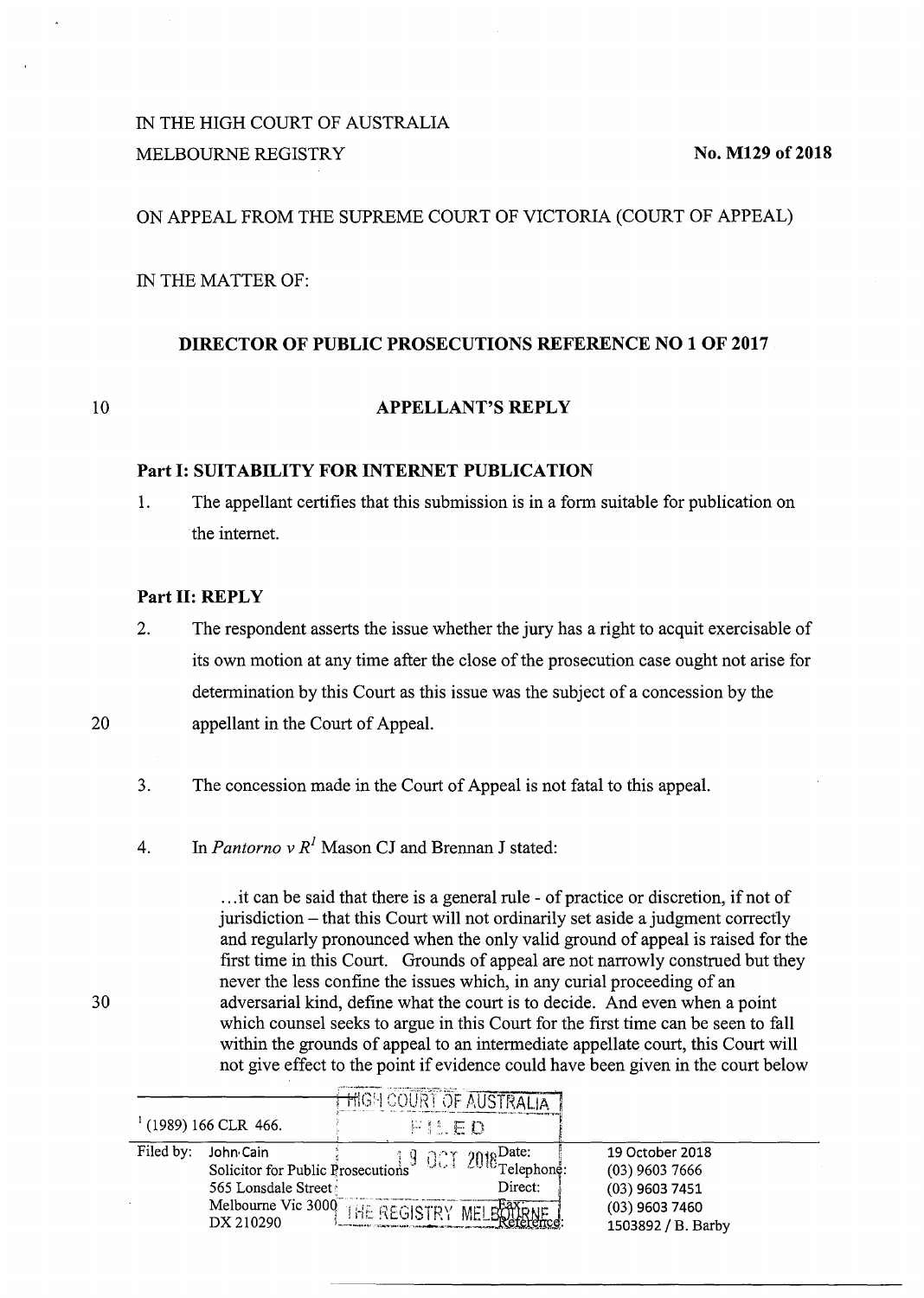IN THE HIGH COURT OF AUSTRALIA
MELBOURNE REGISTRY

**No. M129 of 2018**

ON APPEAL FROM THE SUPREME COURT OF VICTORIA (COURT OF APPEAL)

IN THE MATTER OF:

**DIRECTOR OF PUBLIC PROSECUTIONS REFERENCE NO 1 OF 2017**

**APPELLANT'S REPLY**

**Part I: SUITABILITY FOR INTERNET PUBLICATION**

1. The appellant certifies that this submission is in a form suitable for publication on the internet.

**Part II: REPLY**

2. The respondent asserts the issue whether the jury has a right to acquit exercisable of its own motion at any time after the close of the prosecution case ought not arise for determination by this Court as this issue was the subject of a concession by the appellant in the Court of Appeal.

3. The concession made in the Court of Appeal is not fatal to this appeal.

4. In *Pantorno v R*[1] Mason CJ and Brennan J stated:

> ...it can be said that there is a general rule - of practice or discretion, if not of jurisdiction – that this Court will not ordinarily set aside a judgment correctly and regularly pronounced when the only valid ground of appeal is raised for the first time in this Court. Grounds of appeal are not narrowly construed but they never the less confine the issues which, in any curial proceeding of an adversarial kind, define what the court is to decide. And even when a point which counsel seeks to argue in this Court for the first time can be seen to fall within the grounds of appeal to an intermediate appellate court, this Court will not give effect to the point if evidence could have been given in the court below

[1] (1989) 166 CLR 466.

| | | | |
|---|---|---|---|
| Filed by: | John Cain<br>Solicitor for Public Prosecutions<br>565 Lonsdale Street<br>Melbourne Vic 3000<br>DX 210290 | Date:<br>Telephone:<br>Direct:<br>Fax:<br>Reference: | 19 October 2018<br>(03) 9603 7666<br>(03) 9603 7451<br>(03) 9603 7460<br>1503892 / B. Barby |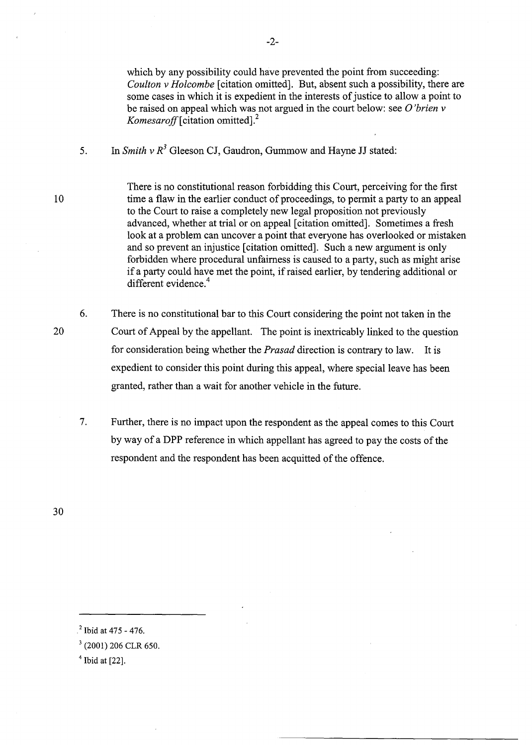which by any possibility could have prevented the point from succeeding: *Coulton v Holcombe* [citation omitted]. But, absent such a possibility, there are some cases in which it is expedient in the interests of justice to allow a point to be raised on appeal which was not argued in the court below: see *O'brien v Komesaroff* [citation omitted].[2]

5. In *Smith v R*[3] Gleeson CJ, Gaudron, Gummow and Hayne JJ stated:

> There is no constitutional reason forbidding this Court, perceiving for the first time a flaw in the earlier conduct of proceedings, to permit a party to an appeal to the Court to raise a completely new legal proposition not previously advanced, whether at trial or on appeal [citation omitted]. Sometimes a fresh look at a problem can uncover a point that everyone has overlooked or mistaken and so prevent an injustice [citation omitted]. Such a new argument is only forbidden where procedural unfairness is caused to a party, such as might arise if a party could have met the point, if raised earlier, by tendering additional or different evidence.[4]

6. There is no constitutional bar to this Court considering the point not taken in the Court of Appeal by the appellant. The point is inextricably linked to the question for consideration being whether the *Prasad* direction is contrary to law. It is expedient to consider this point during this appeal, where special leave has been granted, rather than a wait for another vehicle in the future.

7. Further, there is no impact upon the respondent as the appeal comes to this Court by way of a DPP reference in which appellant has agreed to pay the costs of the respondent and the respondent has been acquitted of the offence.

---

[2] Ibid at 475 - 476.

[3] (2001) 206 CLR 650.

[4] Ibid at [22].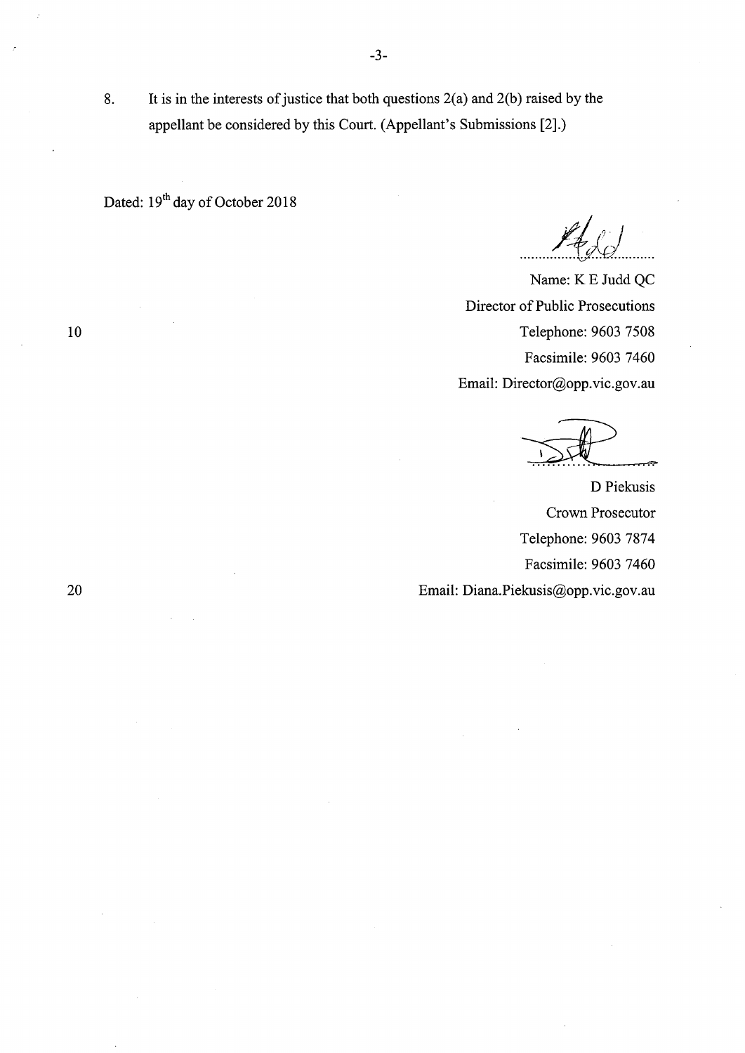8. It is in the interests of justice that both questions 2(a) and 2(b) raised by the appellant be considered by this Court. (Appellant's Submissions [2].)

Dated: 19th day of October 2018

Name: K E Judd QC
Director of Public Prosecutions
Telephone: 9603 7508
Facsimile: 9603 7460
Email: Director@opp.vic.gov.au

D Piekusis
Crown Prosecutor
Telephone: 9603 7874
Facsimile: 9603 7460
Email: Diana.Piekusis@opp.vic.gov.au